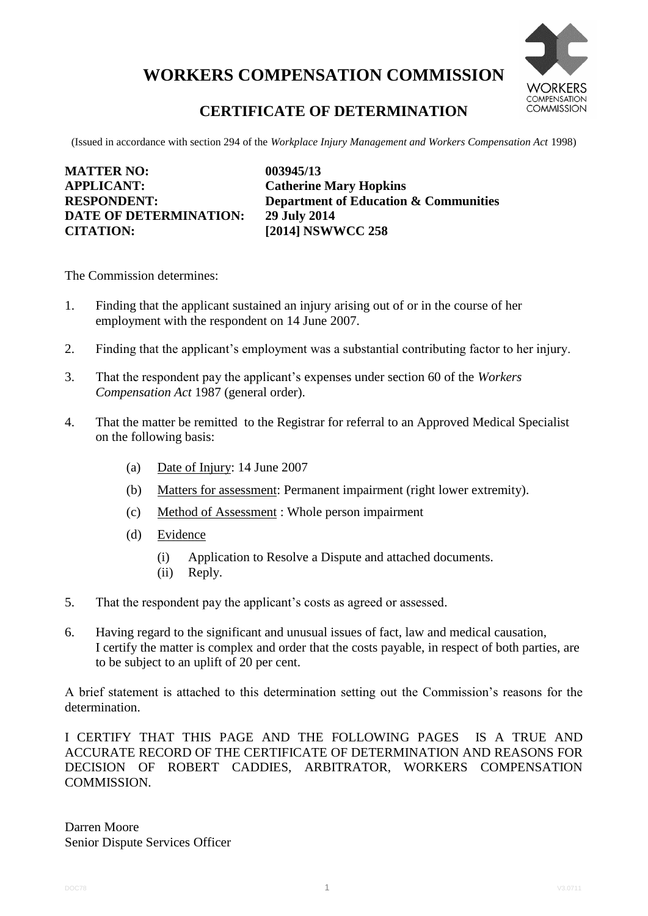# WORKERS COMPENSATION COMMISSION

## CERTIFICATE OF DETERMINATION

(Issued in accordance with section 294 of the *Workplace Injury Management and Workers Compensation Act* 1998)

| | |
|---|---|
| **MATTER NO:** | **003945/13** |
| **APPLICANT:** | **Catherine Mary Hopkins** |
| **RESPONDENT:** | **Department of Education & Communities** |
| **DATE OF DETERMINATION:** | **29 July 2014** |
| **CITATION:** | **[2014] NSWWCC 258** |

The Commission determines:

1. Finding that the applicant sustained an injury arising out of or in the course of her employment with the respondent on 14 June 2007.

2. Finding that the applicant's employment was a substantial contributing factor to her injury.

3. That the respondent pay the applicant's expenses under section 60 of the *Workers Compensation Act* 1987 (general order).

4. That the matter be remitted to the Registrar for referral to an Approved Medical Specialist on the following basis:

   (a) Date of Injury: 14 June 2007

   (b) Matters for assessment: Permanent impairment (right lower extremity).

   (c) Method of Assessment : Whole person impairment

   (d) Evidence

      (i) Application to Resolve a Dispute and attached documents.
      (ii) Reply.

5. That the respondent pay the applicant's costs as agreed or assessed.

6. Having regard to the significant and unusual issues of fact, law and medical causation, I certify the matter is complex and order that the costs payable, in respect of both parties, are to be subject to an uplift of 20 per cent.

A brief statement is attached to this determination setting out the Commission's reasons for the determination.

I CERTIFY THAT THIS PAGE AND THE FOLLOWING PAGES IS A TRUE AND ACCURATE RECORD OF THE CERTIFICATE OF DETERMINATION AND REASONS FOR DECISION OF ROBERT CADDIES, ARBITRATOR, WORKERS COMPENSATION COMMISSION.

Darren Moore
Senior Dispute Services Officer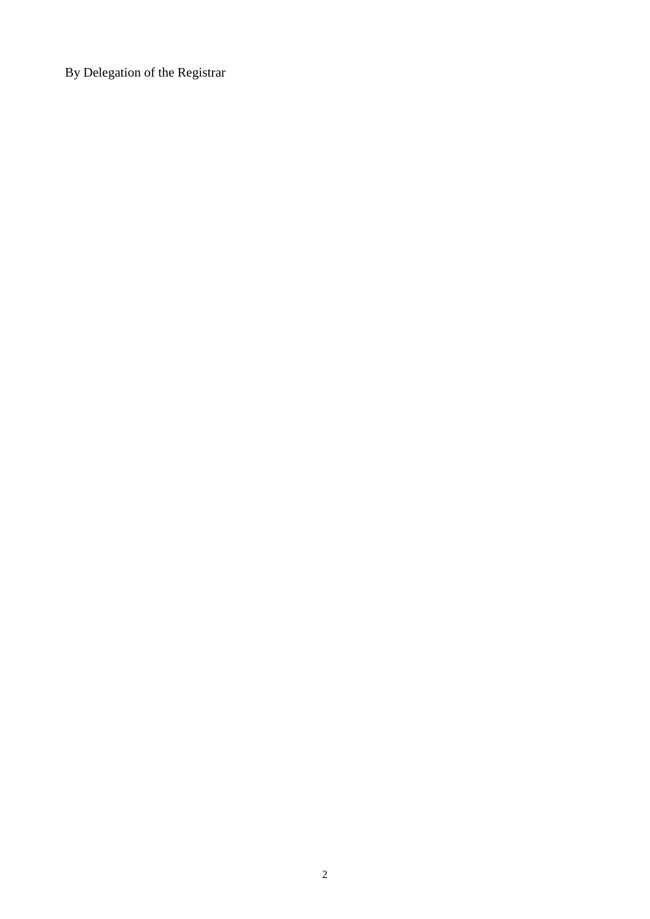By Delegation of the Registrar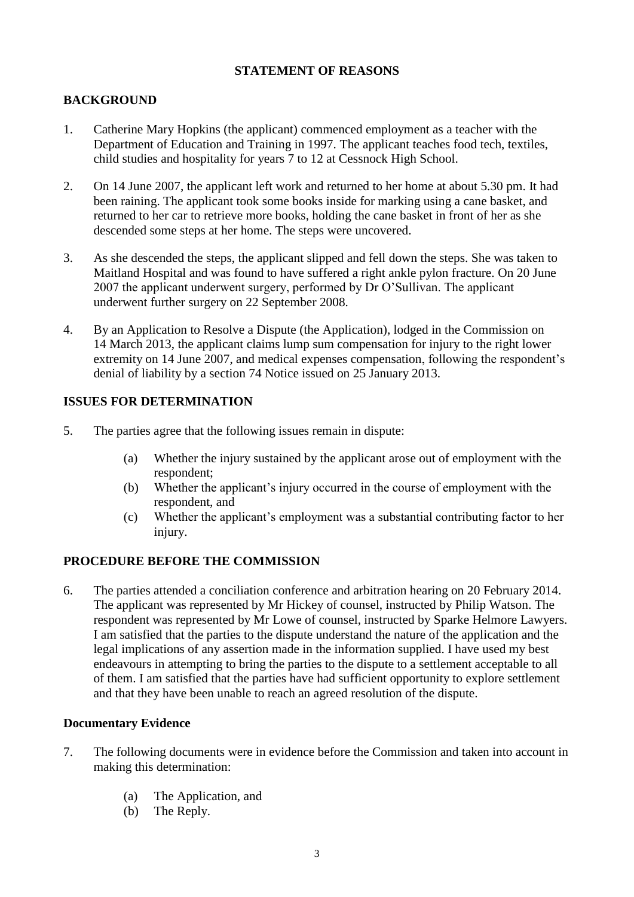## STATEMENT OF REASONS

## BACKGROUND

1. Catherine Mary Hopkins (the applicant) commenced employment as a teacher with the Department of Education and Training in 1997. The applicant teaches food tech, textiles, child studies and hospitality for years 7 to 12 at Cessnock High School.

2. On 14 June 2007, the applicant left work and returned to her home at about 5.30 pm. It had been raining. The applicant took some books inside for marking using a cane basket, and returned to her car to retrieve more books, holding the cane basket in front of her as she descended some steps at her home. The steps were uncovered.

3. As she descended the steps, the applicant slipped and fell down the steps. She was taken to Maitland Hospital and was found to have suffered a right ankle pylon fracture. On 20 June 2007 the applicant underwent surgery, performed by Dr O'Sullivan. The applicant underwent further surgery on 22 September 2008.

4. By an Application to Resolve a Dispute (the Application), lodged in the Commission on 14 March 2013, the applicant claims lump sum compensation for injury to the right lower extremity on 14 June 2007, and medical expenses compensation, following the respondent's denial of liability by a section 74 Notice issued on 25 January 2013.

## ISSUES FOR DETERMINATION

5. The parties agree that the following issues remain in dispute:

   (a) Whether the injury sustained by the applicant arose out of employment with the respondent;
   (b) Whether the applicant's injury occurred in the course of employment with the respondent, and
   (c) Whether the applicant's employment was a substantial contributing factor to her injury.

## PROCEDURE BEFORE THE COMMISSION

6. The parties attended a conciliation conference and arbitration hearing on 20 February 2014. The applicant was represented by Mr Hickey of counsel, instructed by Philip Watson. The respondent was represented by Mr Lowe of counsel, instructed by Sparke Helmore Lawyers. I am satisfied that the parties to the dispute understand the nature of the application and the legal implications of any assertion made in the information supplied. I have used my best endeavours in attempting to bring the parties to the dispute to a settlement acceptable to all of them. I am satisfied that the parties have had sufficient opportunity to explore settlement and that they have been unable to reach an agreed resolution of the dispute.

### Documentary Evidence

7. The following documents were in evidence before the Commission and taken into account in making this determination:

   (a) The Application, and
   (b) The Reply.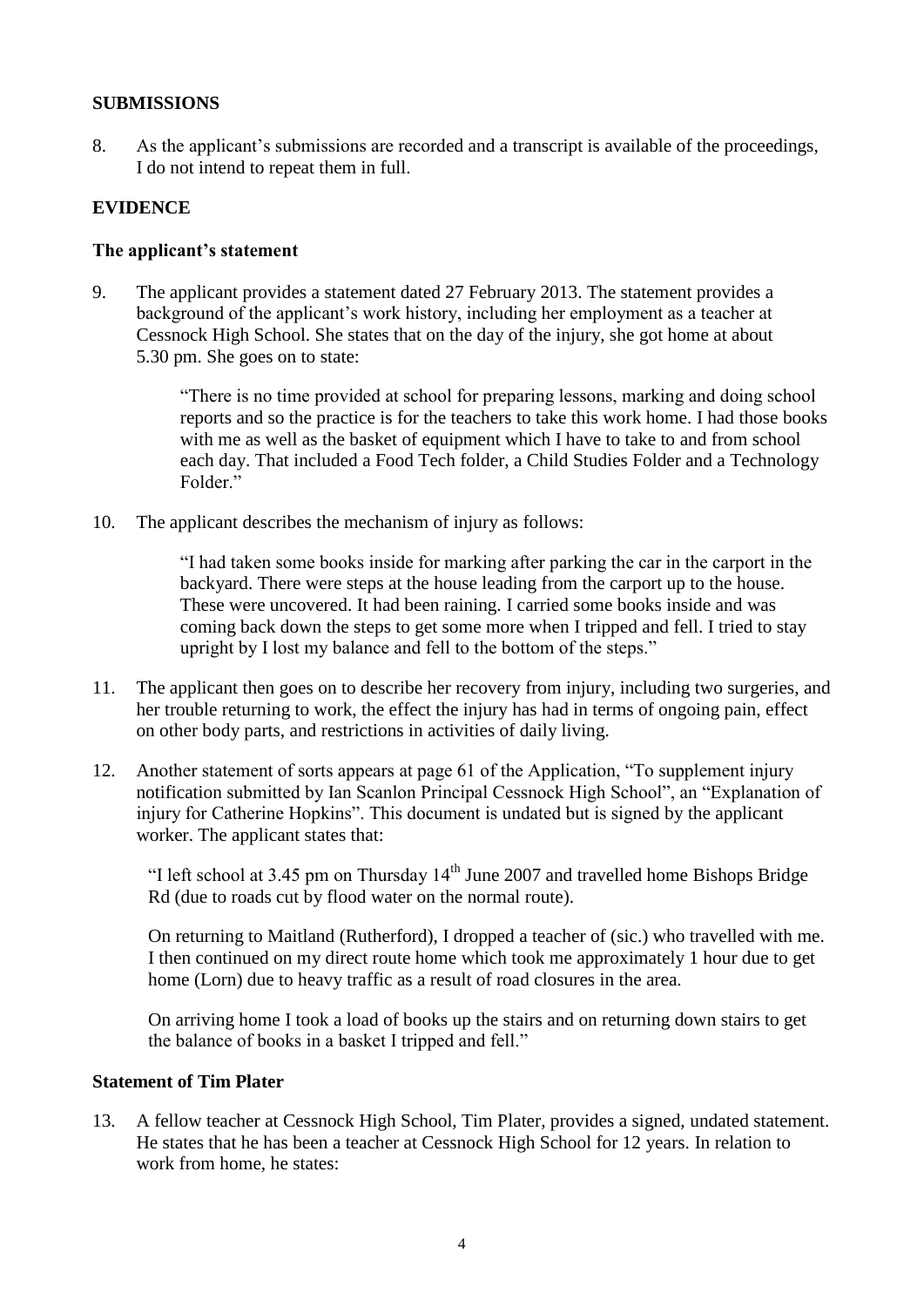## SUBMISSIONS

8. As the applicant's submissions are recorded and a transcript is available of the proceedings, I do not intend to repeat them in full.

## EVIDENCE

### The applicant's statement

9. The applicant provides a statement dated 27 February 2013. The statement provides a background of the applicant's work history, including her employment as a teacher at Cessnock High School. She states that on the day of the injury, she got home at about 5.30 pm. She goes on to state:

> "There is no time provided at school for preparing lessons, marking and doing school reports and so the practice is for the teachers to take this work home. I had those books with me as well as the basket of equipment which I have to take to and from school each day. That included a Food Tech folder, a Child Studies Folder and a Technology Folder."

10. The applicant describes the mechanism of injury as follows:

> "I had taken some books inside for marking after parking the car in the carport in the backyard. There were steps at the house leading from the carport up to the house. These were uncovered. It had been raining. I carried some books inside and was coming back down the steps to get some more when I tripped and fell. I tried to stay upright by I lost my balance and fell to the bottom of the steps."

11. The applicant then goes on to describe her recovery from injury, including two surgeries, and her trouble returning to work, the effect the injury has had in terms of ongoing pain, effect on other body parts, and restrictions in activities of daily living.

12. Another statement of sorts appears at page 61 of the Application, "To supplement injury notification submitted by Ian Scanlon Principal Cessnock High School", an "Explanation of injury for Catherine Hopkins". This document is undated but is signed by the applicant worker. The applicant states that:

> "I left school at 3.45 pm on Thursday 14th June 2007 and travelled home Bishops Bridge Rd (due to roads cut by flood water on the normal route).
>
> On returning to Maitland (Rutherford), I dropped a teacher of (sic.) who travelled with me. I then continued on my direct route home which took me approximately 1 hour due to get home (Lorn) due to heavy traffic as a result of road closures in the area.
>
> On arriving home I took a load of books up the stairs and on returning down stairs to get the balance of books in a basket I tripped and fell."

### Statement of Tim Plater

13. A fellow teacher at Cessnock High School, Tim Plater, provides a signed, undated statement. He states that he has been a teacher at Cessnock High School for 12 years. In relation to work from home, he states: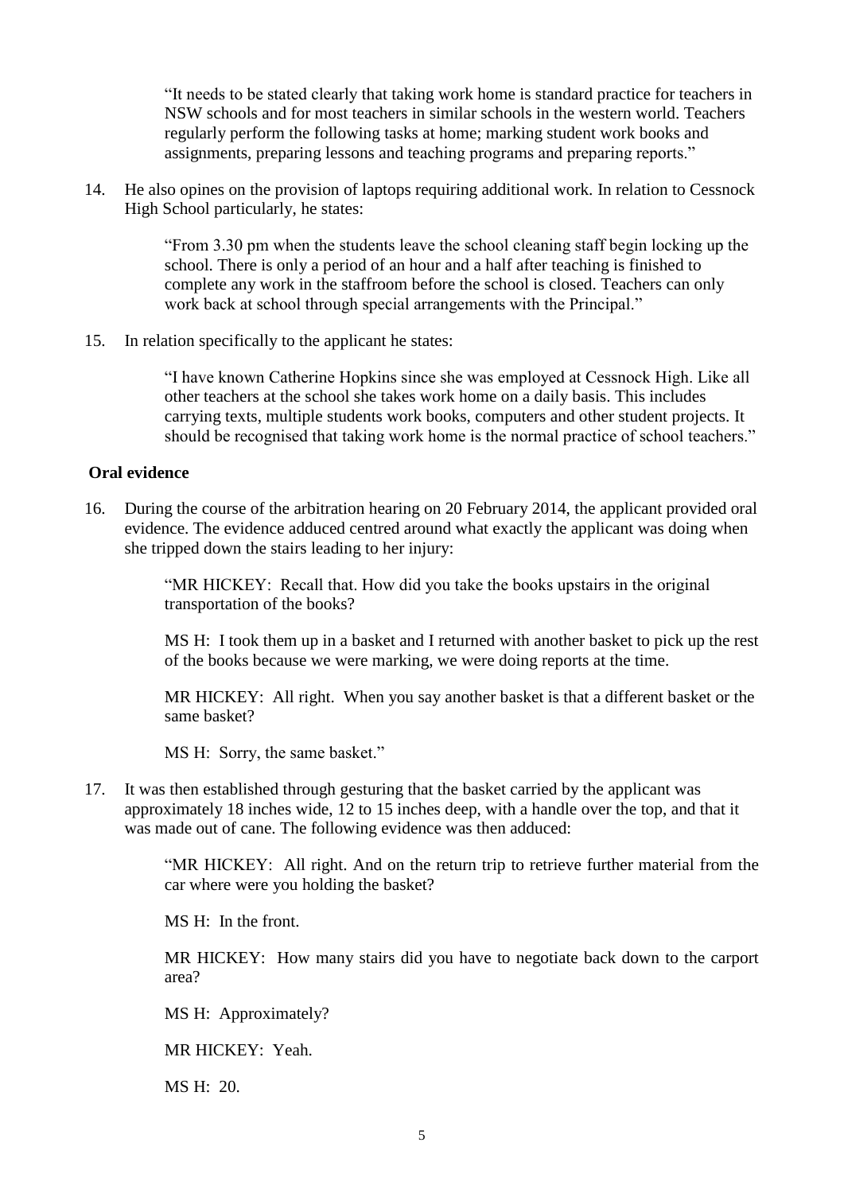> "It needs to be stated clearly that taking work home is standard practice for teachers in NSW schools and for most teachers in similar schools in the western world. Teachers regularly perform the following tasks at home; marking student work books and assignments, preparing lessons and teaching programs and preparing reports."

14. He also opines on the provision of laptops requiring additional work. In relation to Cessnock High School particularly, he states:

> "From 3.30 pm when the students leave the school cleaning staff begin locking up the school. There is only a period of an hour and a half after teaching is finished to complete any work in the staffroom before the school is closed. Teachers can only work back at school through special arrangements with the Principal."

15. In relation specifically to the applicant he states:

> "I have known Catherine Hopkins since she was employed at Cessnock High. Like all other teachers at the school she takes work home on a daily basis. This includes carrying texts, multiple students work books, computers and other student projects. It should be recognised that taking work home is the normal practice of school teachers."

**Oral evidence**

16. During the course of the arbitration hearing on 20 February 2014, the applicant provided oral evidence. The evidence adduced centred around what exactly the applicant was doing when she tripped down the stairs leading to her injury:

> "MR HICKEY: Recall that. How did you take the books upstairs in the original transportation of the books?
>
> MS H: I took them up in a basket and I returned with another basket to pick up the rest of the books because we were marking, we were doing reports at the time.
>
> MR HICKEY: All right. When you say another basket is that a different basket or the same basket?
>
> MS H: Sorry, the same basket."

17. It was then established through gesturing that the basket carried by the applicant was approximately 18 inches wide, 12 to 15 inches deep, with a handle over the top, and that it was made out of cane. The following evidence was then adduced:

> "MR HICKEY: All right. And on the return trip to retrieve further material from the car where were you holding the basket?
>
> MS H: In the front.
>
> MR HICKEY: How many stairs did you have to negotiate back down to the carport area?
>
> MS H: Approximately?
>
> MR HICKEY: Yeah.
>
> MS H: 20.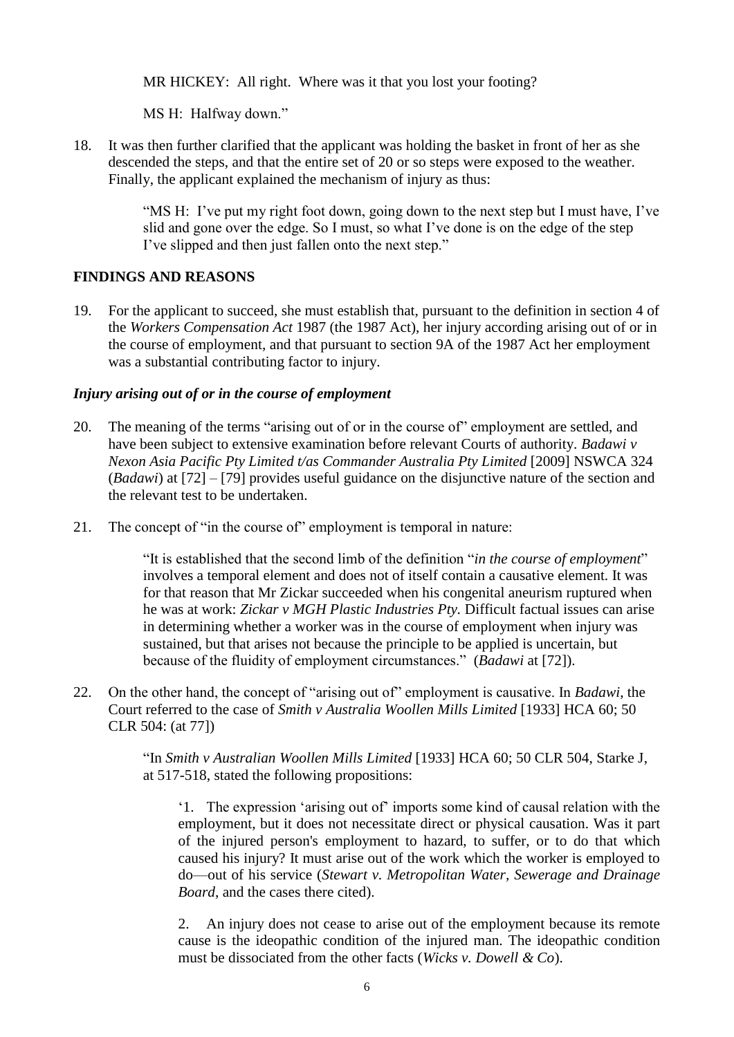MR HICKEY: All right. Where was it that you lost your footing?

MS H: Halfway down."

18. It was then further clarified that the applicant was holding the basket in front of her as she descended the steps, and that the entire set of 20 or so steps were exposed to the weather. Finally, the applicant explained the mechanism of injury as thus:

> "MS H: I've put my right foot down, going down to the next step but I must have, I've slid and gone over the edge. So I must, so what I've done is on the edge of the step I've slipped and then just fallen onto the next step."

## FINDINGS AND REASONS

19. For the applicant to succeed, she must establish that, pursuant to the definition in section 4 of the *Workers Compensation Act* 1987 (the 1987 Act), her injury according arising out of or in the course of employment, and that pursuant to section 9A of the 1987 Act her employment was a substantial contributing factor to injury.

### *Injury arising out of or in the course of employment*

20. The meaning of the terms "arising out of or in the course of" employment are settled, and have been subject to extensive examination before relevant Courts of authority. *Badawi v Nexon Asia Pacific Pty Limited t/as Commander Australia Pty Limited* [2009] NSWCA 324 (*Badawi*) at [72] – [79] provides useful guidance on the disjunctive nature of the section and the relevant test to be undertaken.

21. The concept of "in the course of" employment is temporal in nature:

> "It is established that the second limb of the definition "*in the course of employment*" involves a temporal element and does not of itself contain a causative element. It was for that reason that Mr Zickar succeeded when his congenital aneurism ruptured when he was at work: *Zickar v MGH Plastic Industries Pty.* Difficult factual issues can arise in determining whether a worker was in the course of employment when injury was sustained, but that arises not because the principle to be applied is uncertain, but because of the fluidity of employment circumstances." (*Badawi* at [72]).

22. On the other hand, the concept of "arising out of" employment is causative. In *Badawi*, the Court referred to the case of *Smith v Australia Woollen Mills Limited* [1933] HCA 60; 50 CLR 504: (at 77])

> "In *Smith v Australian Woollen Mills Limited* [1933] HCA 60; 50 CLR 504, Starke J, at 517-518, stated the following propositions:
>
> > '1. The expression 'arising out of' imports some kind of causal relation with the employment, but it does not necessitate direct or physical causation. Was it part of the injured person's employment to hazard, to suffer, or to do that which caused his injury? It must arise out of the work which the worker is employed to do—out of his service (*Stewart v. Metropolitan Water, Sewerage and Drainage Board*, and the cases there cited).
> >
> > 2. An injury does not cease to arise out of the employment because its remote cause is the ideopathic condition of the injured man. The ideopathic condition must be dissociated from the other facts (*Wicks v. Dowell & Co*).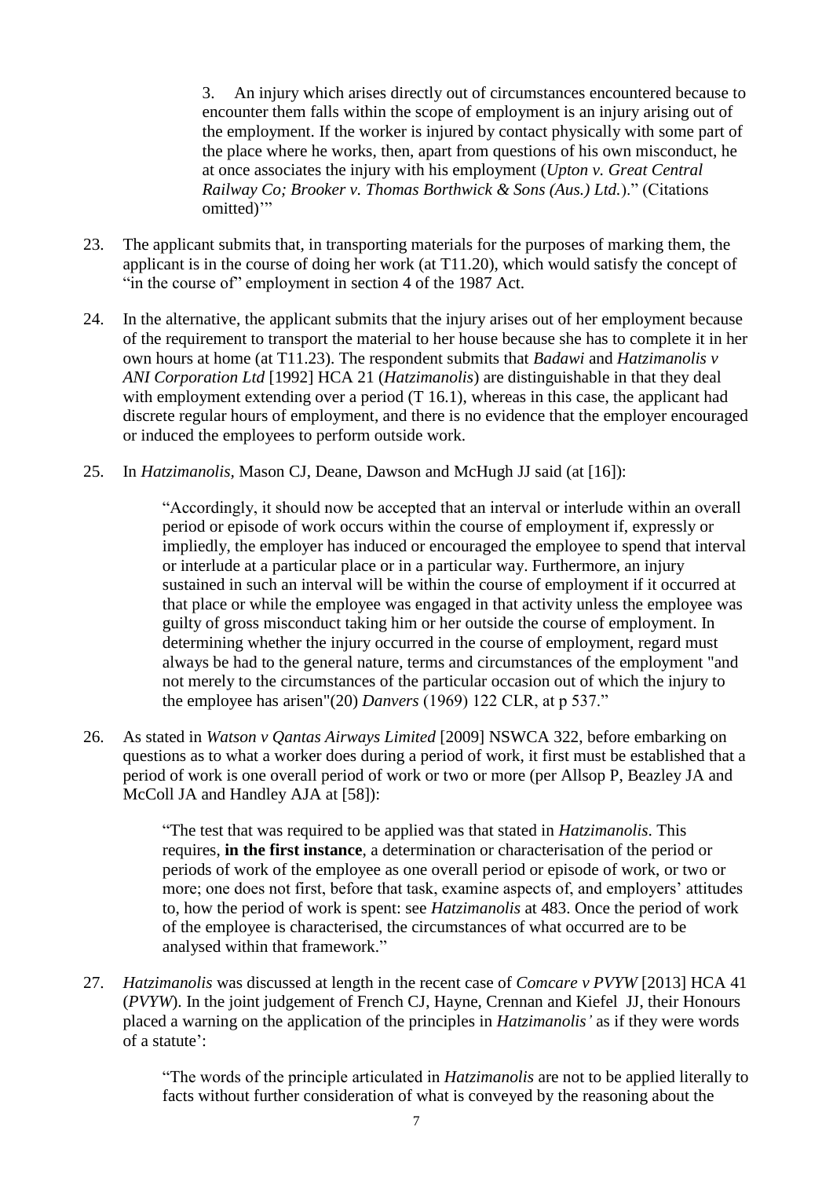> 3. An injury which arises directly out of circumstances encountered because to encounter them falls within the scope of employment is an injury arising out of the employment. If the worker is injured by contact physically with some part of the place where he works, then, apart from questions of his own misconduct, he at once associates the injury with his employment (*Upton v. Great Central Railway Co; Brooker v. Thomas Borthwick & Sons (Aus.) Ltd.*)." (Citations omitted)'"

23. The applicant submits that, in transporting materials for the purposes of marking them, the applicant is in the course of doing her work (at T11.20), which would satisfy the concept of "in the course of" employment in section 4 of the 1987 Act.

24. In the alternative, the applicant submits that the injury arises out of her employment because of the requirement to transport the material to her house because she has to complete it in her own hours at home (at T11.23). The respondent submits that *Badawi* and *Hatzimanolis v ANI Corporation Ltd* [1992] HCA 21 (*Hatzimanolis*) are distinguishable in that they deal with employment extending over a period (T 16.1), whereas in this case, the applicant had discrete regular hours of employment, and there is no evidence that the employer encouraged or induced the employees to perform outside work.

25. In *Hatzimanolis*, Mason CJ, Deane, Dawson and McHugh JJ said (at [16]):

> "Accordingly, it should now be accepted that an interval or interlude within an overall period or episode of work occurs within the course of employment if, expressly or impliedly, the employer has induced or encouraged the employee to spend that interval or interlude at a particular place or in a particular way. Furthermore, an injury sustained in such an interval will be within the course of employment if it occurred at that place or while the employee was engaged in that activity unless the employee was guilty of gross misconduct taking him or her outside the course of employment. In determining whether the injury occurred in the course of employment, regard must always be had to the general nature, terms and circumstances of the employment "and not merely to the circumstances of the particular occasion out of which the injury to the employee has arisen"(20) *Danvers* (1969) 122 CLR, at p 537."

26. As stated in *Watson v Qantas Airways Limited* [2009] NSWCA 322, before embarking on questions as to what a worker does during a period of work, it first must be established that a period of work is one overall period of work or two or more (per Allsop P, Beazley JA and McColl JA and Handley AJA at [58]):

> "The test that was required to be applied was that stated in *Hatzimanolis*. This requires, **in the first instance**, a determination or characterisation of the period or periods of work of the employee as one overall period or episode of work, or two or more; one does not first, before that task, examine aspects of, and employers' attitudes to, how the period of work is spent: see *Hatzimanolis* at 483. Once the period of work of the employee is characterised, the circumstances of what occurred are to be analysed within that framework."

27. *Hatzimanolis* was discussed at length in the recent case of *Comcare v PVYW* [2013] HCA 41 (*PVYW*). In the joint judgement of French CJ, Hayne, Crennan and Kiefel JJ, their Honours placed a warning on the application of the principles in *Hatzimanolis'* as if they were words of a statute':

> "The words of the principle articulated in *Hatzimanolis* are not to be applied literally to facts without further consideration of what is conveyed by the reasoning about the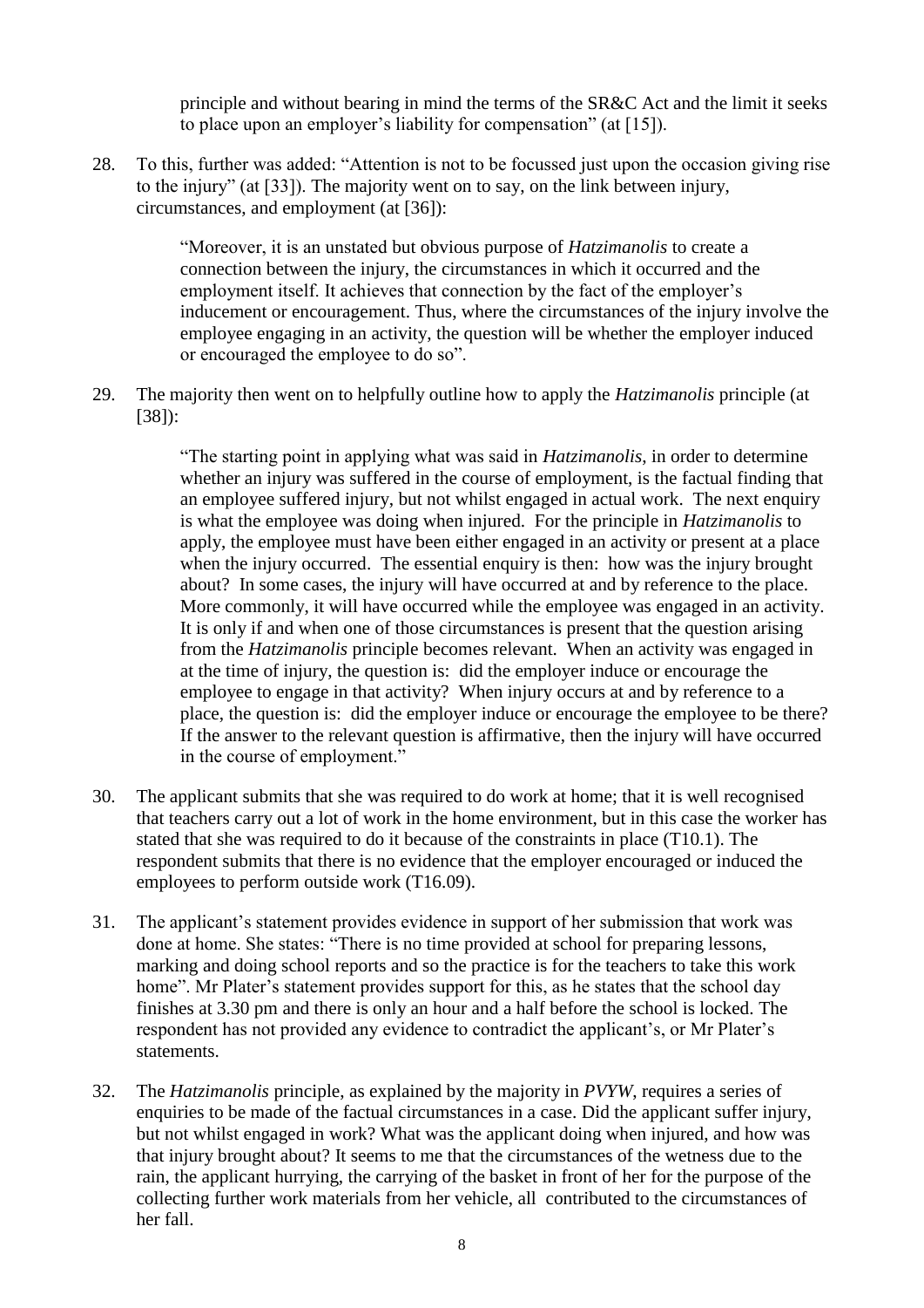principle and without bearing in mind the terms of the SR&C Act and the limit it seeks to place upon an employer's liability for compensation" (at [15]).

28. To this, further was added: "Attention is not to be focussed just upon the occasion giving rise to the injury" (at [33]). The majority went on to say, on the link between injury, circumstances, and employment (at [36]):

> "Moreover, it is an unstated but obvious purpose of *Hatzimanolis* to create a connection between the injury, the circumstances in which it occurred and the employment itself. It achieves that connection by the fact of the employer's inducement or encouragement. Thus, where the circumstances of the injury involve the employee engaging in an activity, the question will be whether the employer induced or encouraged the employee to do so".

29. The majority then went on to helpfully outline how to apply the *Hatzimanolis* principle (at [38]):

> "The starting point in applying what was said in *Hatzimanolis*, in order to determine whether an injury was suffered in the course of employment, is the factual finding that an employee suffered injury, but not whilst engaged in actual work. The next enquiry is what the employee was doing when injured. For the principle in *Hatzimanolis* to apply, the employee must have been either engaged in an activity or present at a place when the injury occurred. The essential enquiry is then: how was the injury brought about? In some cases, the injury will have occurred at and by reference to the place. More commonly, it will have occurred while the employee was engaged in an activity. It is only if and when one of those circumstances is present that the question arising from the *Hatzimanolis* principle becomes relevant. When an activity was engaged in at the time of injury, the question is: did the employer induce or encourage the employee to engage in that activity? When injury occurs at and by reference to a place, the question is: did the employer induce or encourage the employee to be there? If the answer to the relevant question is affirmative, then the injury will have occurred in the course of employment."

30. The applicant submits that she was required to do work at home; that it is well recognised that teachers carry out a lot of work in the home environment, but in this case the worker has stated that she was required to do it because of the constraints in place (T10.1). The respondent submits that there is no evidence that the employer encouraged or induced the employees to perform outside work (T16.09).

31. The applicant's statement provides evidence in support of her submission that work was done at home. She states: "There is no time provided at school for preparing lessons, marking and doing school reports and so the practice is for the teachers to take this work home". Mr Plater's statement provides support for this, as he states that the school day finishes at 3.30 pm and there is only an hour and a half before the school is locked. The respondent has not provided any evidence to contradict the applicant's, or Mr Plater's statements.

32. The *Hatzimanolis* principle, as explained by the majority in *PVYW*, requires a series of enquiries to be made of the factual circumstances in a case. Did the applicant suffer injury, but not whilst engaged in work? What was the applicant doing when injured, and how was that injury brought about? It seems to me that the circumstances of the wetness due to the rain, the applicant hurrying, the carrying of the basket in front of her for the purpose of the collecting further work materials from her vehicle, all contributed to the circumstances of her fall.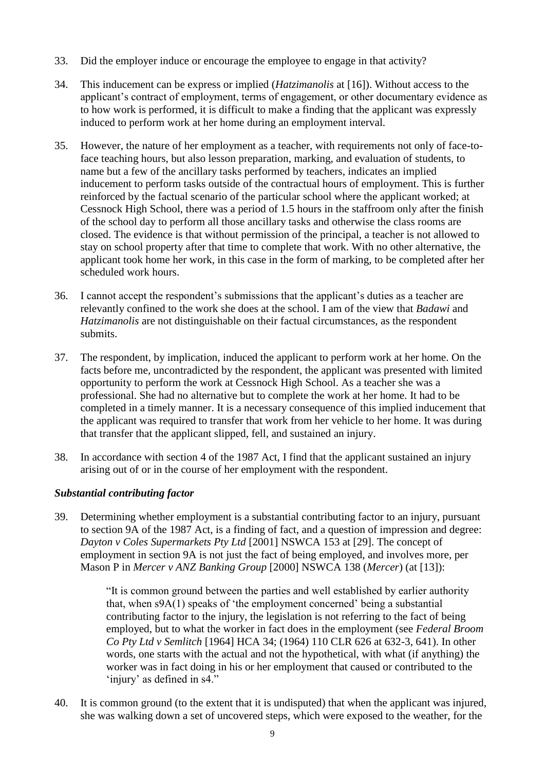33. Did the employer induce or encourage the employee to engage in that activity?

34. This inducement can be express or implied (*Hatzimanolis* at [16]). Without access to the applicant's contract of employment, terms of engagement, or other documentary evidence as to how work is performed, it is difficult to make a finding that the applicant was expressly induced to perform work at her home during an employment interval.

35. However, the nature of her employment as a teacher, with requirements not only of face-to-face teaching hours, but also lesson preparation, marking, and evaluation of students, to name but a few of the ancillary tasks performed by teachers, indicates an implied inducement to perform tasks outside of the contractual hours of employment. This is further reinforced by the factual scenario of the particular school where the applicant worked; at Cessnock High School, there was a period of 1.5 hours in the staffroom only after the finish of the school day to perform all those ancillary tasks and otherwise the class rooms are closed. The evidence is that without permission of the principal, a teacher is not allowed to stay on school property after that time to complete that work. With no other alternative, the applicant took home her work, in this case in the form of marking, to be completed after her scheduled work hours.

36. I cannot accept the respondent's submissions that the applicant's duties as a teacher are relevantly confined to the work she does at the school. I am of the view that *Badawi* and *Hatzimanolis* are not distinguishable on their factual circumstances, as the respondent submits.

37. The respondent, by implication, induced the applicant to perform work at her home. On the facts before me, uncontradicted by the respondent, the applicant was presented with limited opportunity to perform the work at Cessnock High School. As a teacher she was a professional. She had no alternative but to complete the work at her home. It had to be completed in a timely manner. It is a necessary consequence of this implied inducement that the applicant was required to transfer that work from her vehicle to her home. It was during that transfer that the applicant slipped, fell, and sustained an injury.

38. In accordance with section 4 of the 1987 Act, I find that the applicant sustained an injury arising out of or in the course of her employment with the respondent.

### *Substantial contributing factor*

39. Determining whether employment is a substantial contributing factor to an injury, pursuant to section 9A of the 1987 Act, is a finding of fact, and a question of impression and degree: *Dayton v Coles Supermarkets Pty Ltd* [2001] NSWCA 153 at [29]. The concept of employment in section 9A is not just the fact of being employed, and involves more, per Mason P in *Mercer v ANZ Banking Group* [2000] NSWCA 138 (*Mercer*) (at [13]):

> "It is common ground between the parties and well established by earlier authority that, when s9A(1) speaks of 'the employment concerned' being a substantial contributing factor to the injury, the legislation is not referring to the fact of being employed, but to what the worker in fact does in the employment (see *Federal Broom Co Pty Ltd v Semlitch* [1964] HCA 34; (1964) 110 CLR 626 at 632-3, 641). In other words, one starts with the actual and not the hypothetical, with what (if anything) the worker was in fact doing in his or her employment that caused or contributed to the 'injury' as defined in s4."

40. It is common ground (to the extent that it is undisputed) that when the applicant was injured, she was walking down a set of uncovered steps, which were exposed to the weather, for the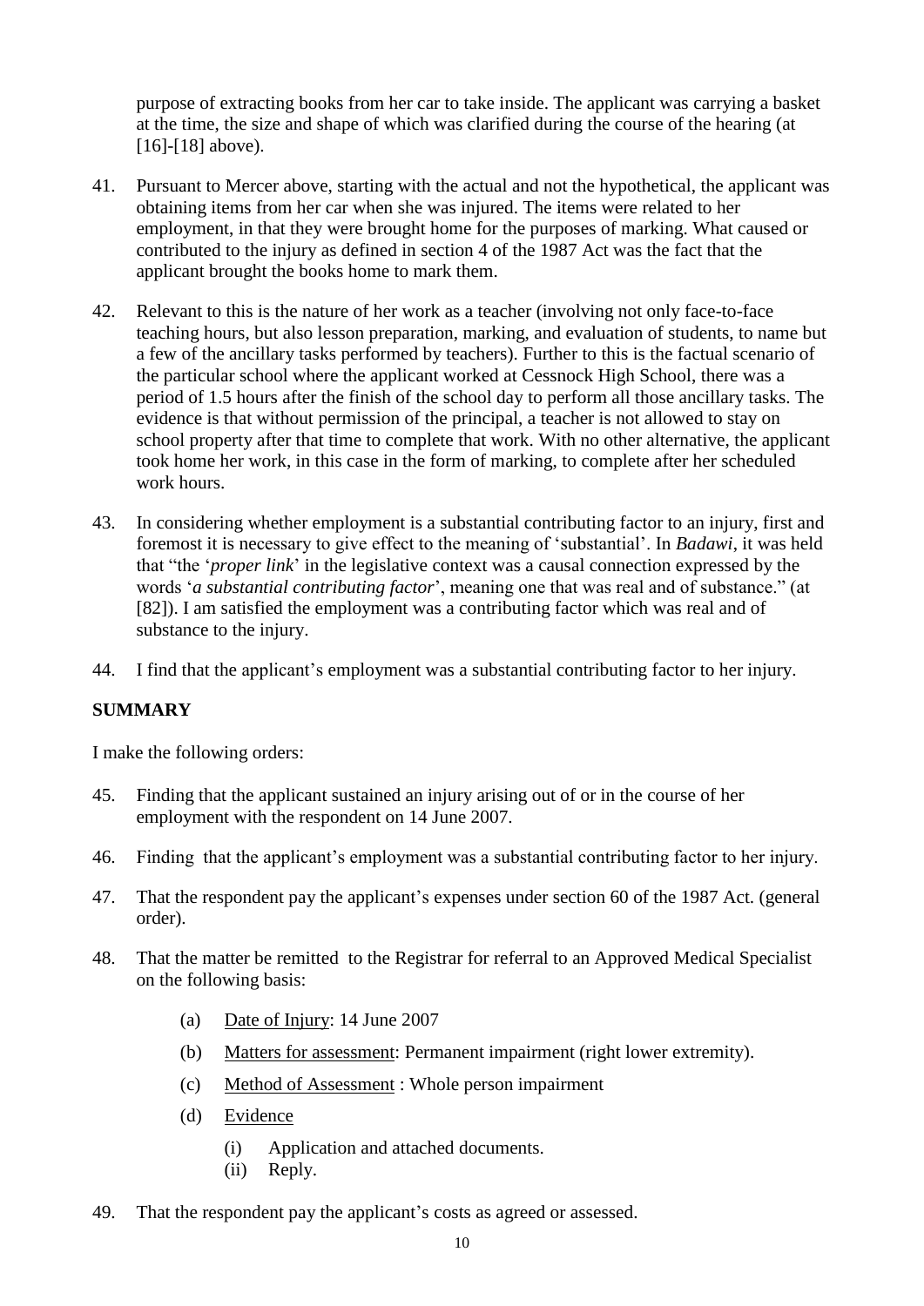purpose of extracting books from her car to take inside. The applicant was carrying a basket at the time, the size and shape of which was clarified during the course of the hearing (at [16]-[18] above).

41. Pursuant to Mercer above, starting with the actual and not the hypothetical, the applicant was obtaining items from her car when she was injured. The items were related to her employment, in that they were brought home for the purposes of marking. What caused or contributed to the injury as defined in section 4 of the 1987 Act was the fact that the applicant brought the books home to mark them.

42. Relevant to this is the nature of her work as a teacher (involving not only face-to-face teaching hours, but also lesson preparation, marking, and evaluation of students, to name but a few of the ancillary tasks performed by teachers). Further to this is the factual scenario of the particular school where the applicant worked at Cessnock High School, there was a period of 1.5 hours after the finish of the school day to perform all those ancillary tasks. The evidence is that without permission of the principal, a teacher is not allowed to stay on school property after that time to complete that work. With no other alternative, the applicant took home her work, in this case in the form of marking, to complete after her scheduled work hours.

43. In considering whether employment is a substantial contributing factor to an injury, first and foremost it is necessary to give effect to the meaning of 'substantial'. In *Badawi*, it was held that "the '*proper link*' in the legislative context was a causal connection expressed by the words '*a substantial contributing factor*', meaning one that was real and of substance." (at [82]). I am satisfied the employment was a contributing factor which was real and of substance to the injury.

44. I find that the applicant's employment was a substantial contributing factor to her injury.

**SUMMARY**

I make the following orders:

45. Finding that the applicant sustained an injury arising out of or in the course of her employment with the respondent on 14 June 2007.

46. Finding that the applicant's employment was a substantial contributing factor to her injury.

47. That the respondent pay the applicant's expenses under section 60 of the 1987 Act. (general order).

48. That the matter be remitted to the Registrar for referral to an Approved Medical Specialist on the following basis:

    (a) Date of Injury: 14 June 2007

    (b) Matters for assessment: Permanent impairment (right lower extremity).

    (c) Method of Assessment : Whole person impairment

    (d) Evidence

        (i) Application and attached documents.

        (ii) Reply.

49. That the respondent pay the applicant's costs as agreed or assessed.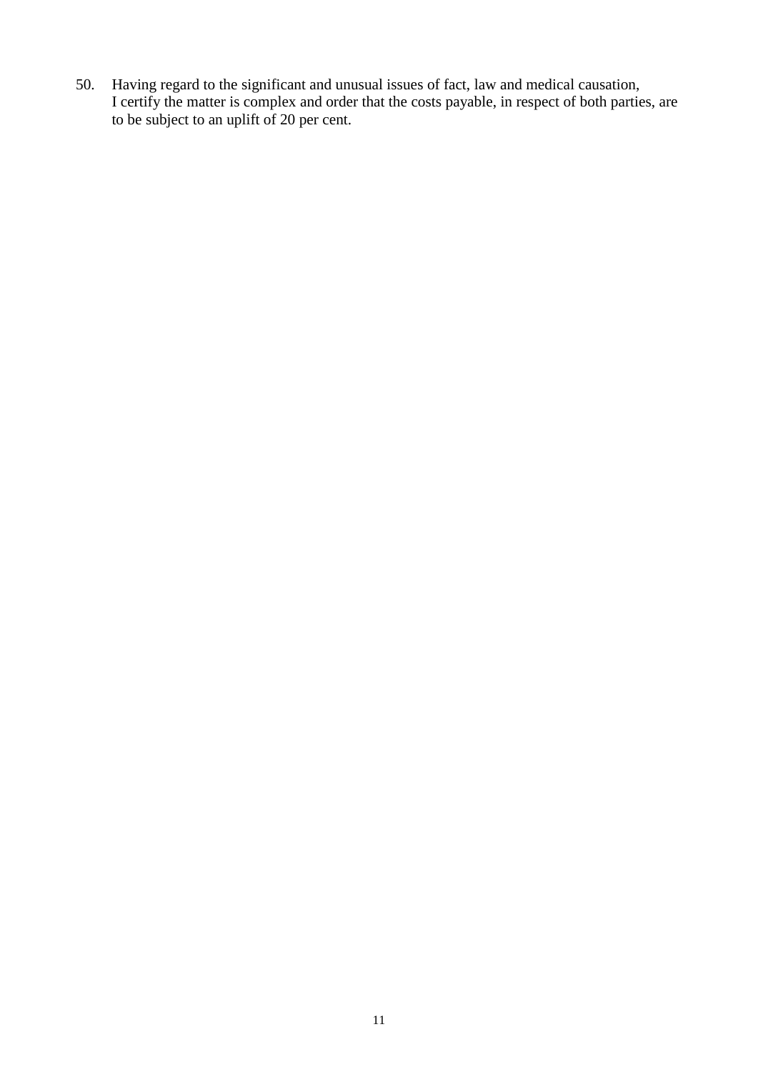50. Having regard to the significant and unusual issues of fact, law and medical causation, I certify the matter is complex and order that the costs payable, in respect of both parties, are to be subject to an uplift of 20 per cent.